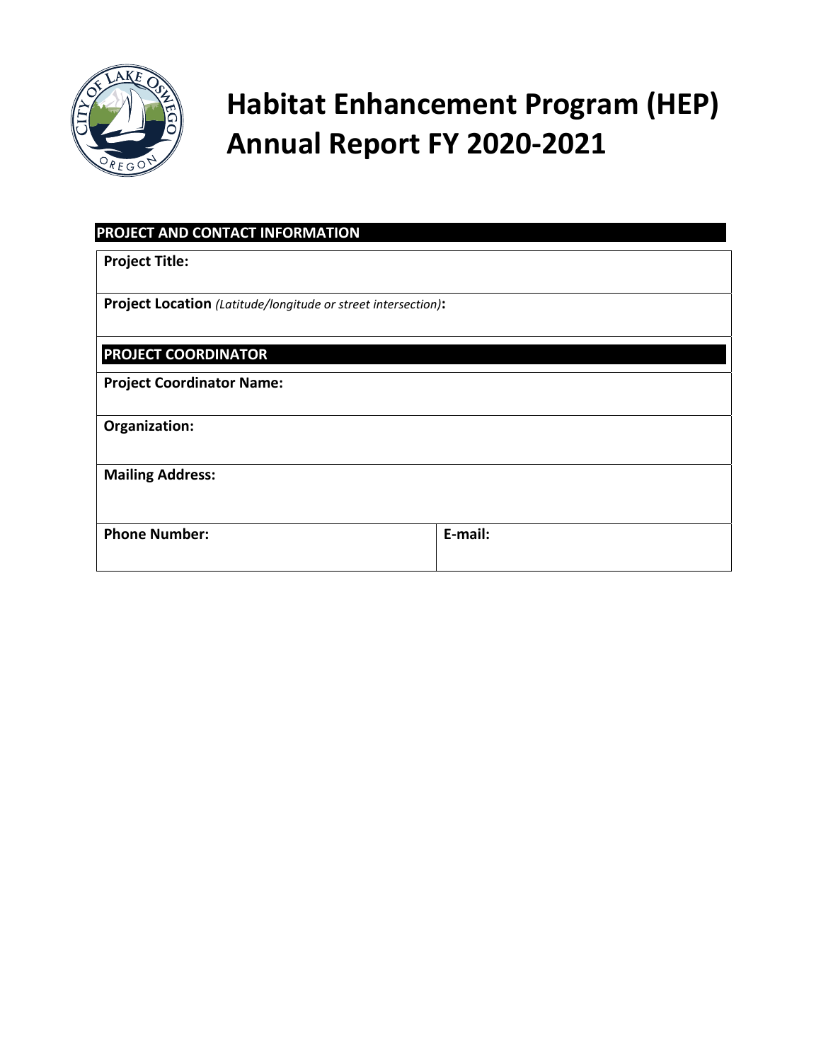# Habitat Enhancement Program (HEP) Annual Report FY 2020-2021

| PROJECT AND CONTACT INFORMATION | |
|---|---|
| **Project Title:** | |
| **Project Location** *(Latitude/longitude or street intersection)***:** | |
| **PROJECT COORDINATOR** | |
| **Project Coordinator Name:** | |
| **Organization:** | |
| **Mailing Address:** | |
| **Phone Number:** | **E-mail:** |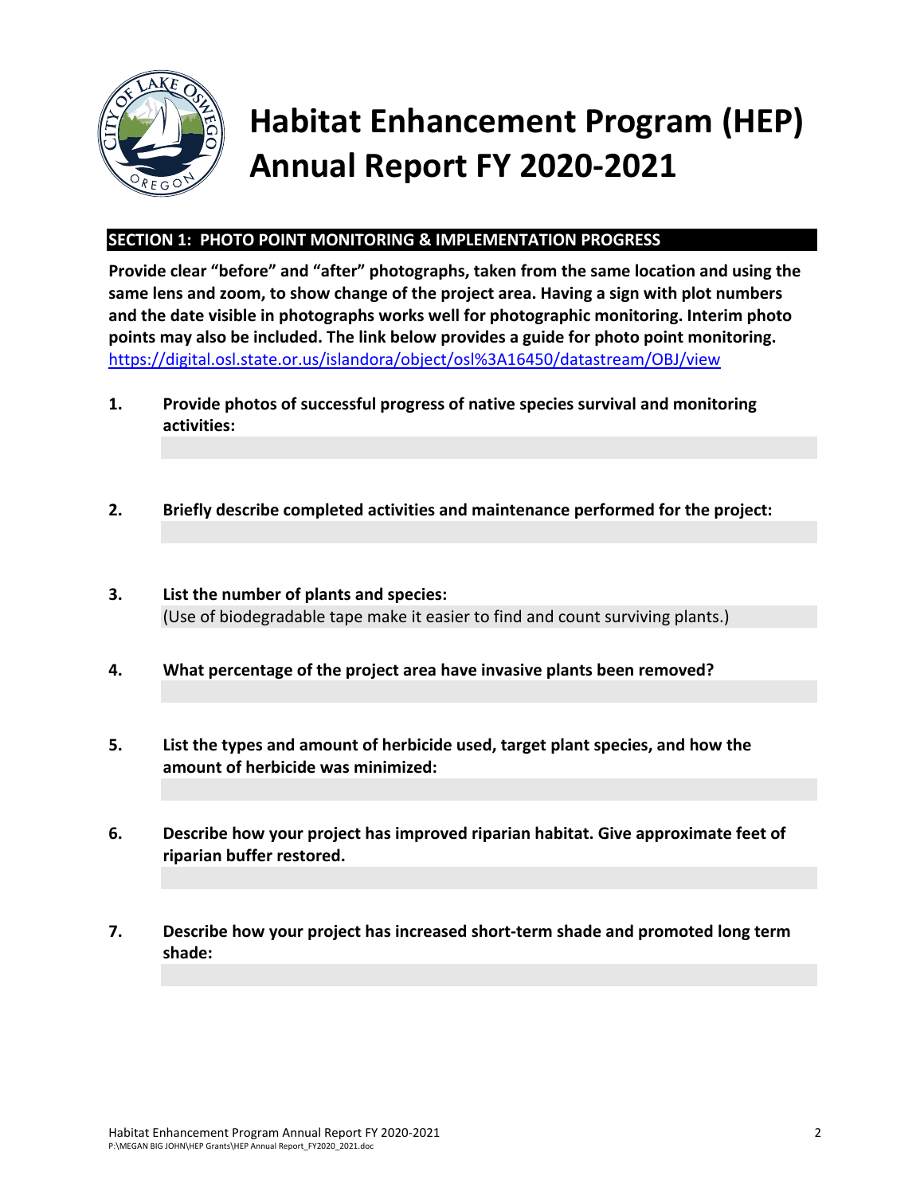# Habitat Enhancement Program (HEP) Annual Report FY 2020-2021

## SECTION 1: PHOTO POINT MONITORING & IMPLEMENTATION PROGRESS

**Provide clear "before" and "after" photographs, taken from the same location and using the same lens and zoom, to show change of the project area. Having a sign with plot numbers and the date visible in photographs works well for photographic monitoring. Interim photo points may also be included. The link below provides a guide for photo point monitoring.**
https://digital.osl.state.or.us/islandora/object/osl%3A16450/datastream/OBJ/view

1. **Provide photos of successful progress of native species survival and monitoring activities:**

2. **Briefly describe completed activities and maintenance performed for the project:**

3. **List the number of plants and species:**
   (Use of biodegradable tape make it easier to find and count surviving plants.)

4. **What percentage of the project area have invasive plants been removed?**

5. **List the types and amount of herbicide used, target plant species, and how the amount of herbicide was minimized:**

6. **Describe how your project has improved riparian habitat. Give approximate feet of riparian buffer restored.**

7. **Describe how your project has increased short-term shade and promoted long term shade:**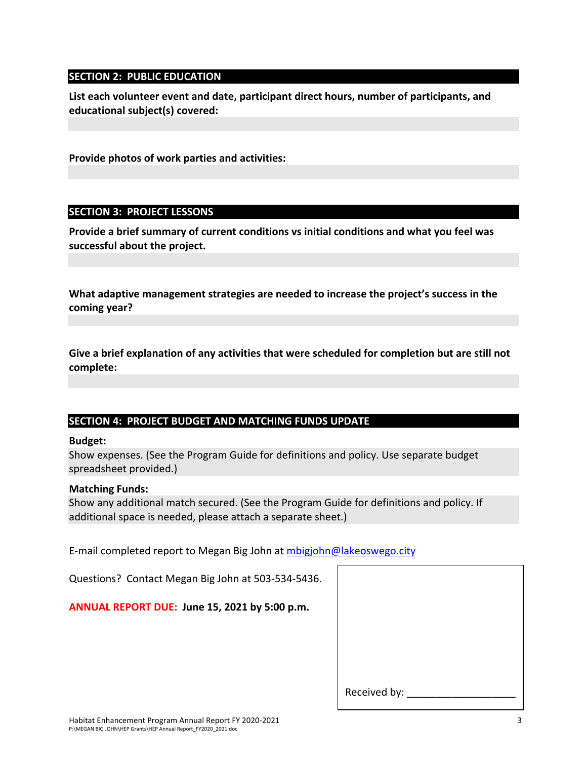## SECTION 2: PUBLIC EDUCATION

**List each volunteer event and date, participant direct hours, number of participants, and educational subject(s) covered:**

**Provide photos of work parties and activities:**

## SECTION 3: PROJECT LESSONS

**Provide a brief summary of current conditions vs initial conditions and what you feel was successful about the project.**

**What adaptive management strategies are needed to increase the project's success in the coming year?**

**Give a brief explanation of any activities that were scheduled for completion but are still not complete:**

## SECTION 4: PROJECT BUDGET AND MATCHING FUNDS UPDATE

**Budget:**

Show expenses. (See the Program Guide for definitions and policy. Use separate budget spreadsheet provided.)

**Matching Funds:**

Show any additional match secured. (See the Program Guide for definitions and policy. If additional space is needed, please attach a separate sheet.)

E-mail completed report to Megan Big John at [mbigjohn@lakeoswego.city](mailto:mbigjohn@lakeoswego.city)

Questions? Contact Megan Big John at 503-534-5436.

**ANNUAL REPORT DUE: June 15, 2021 by 5:00 p.m.**

Received by: ____________________